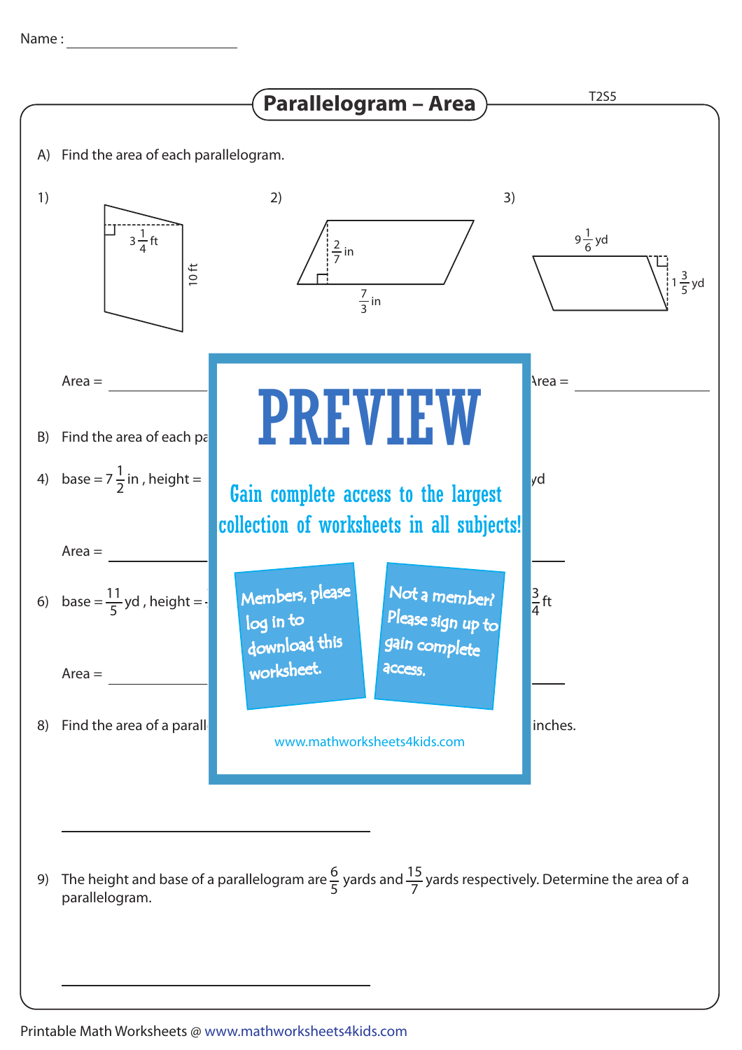Name : ______________________

# Parallelogram – Area

T2S5

A) Find the area of each parallelogram.

1) $3\frac{1}{4}$ ft, 10 ft

Area = ______________

2) $\frac{2}{7}$ in, $\frac{7}{3}$ in

3) $9\frac{1}{6}$ yd, $1\frac{3}{5}$ yd

Area = ______________

B) Find the area of each pa

4) base = $7\frac{1}{2}$ in , height =

yd

Area = ______________

6) base = $\frac{11}{5}$ yd , height =

$\frac{3}{4}$ ft

Area = ______________

8) Find the area of a parall

inches.

______________________________

9) The height and base of a parallelogram are $\frac{6}{5}$ yards and $\frac{15}{7}$ yards respectively. Determine the area of a parallelogram.

______________________________

**PREVIEW**

Gain complete access to the largest collection of worksheets in all subjects!

Members, please log in to download this worksheet.

Not a member? Please sign up to gain complete access.

www.mathworksheets4kids.com

Printable Math Worksheets @ www.mathworksheets4kids.com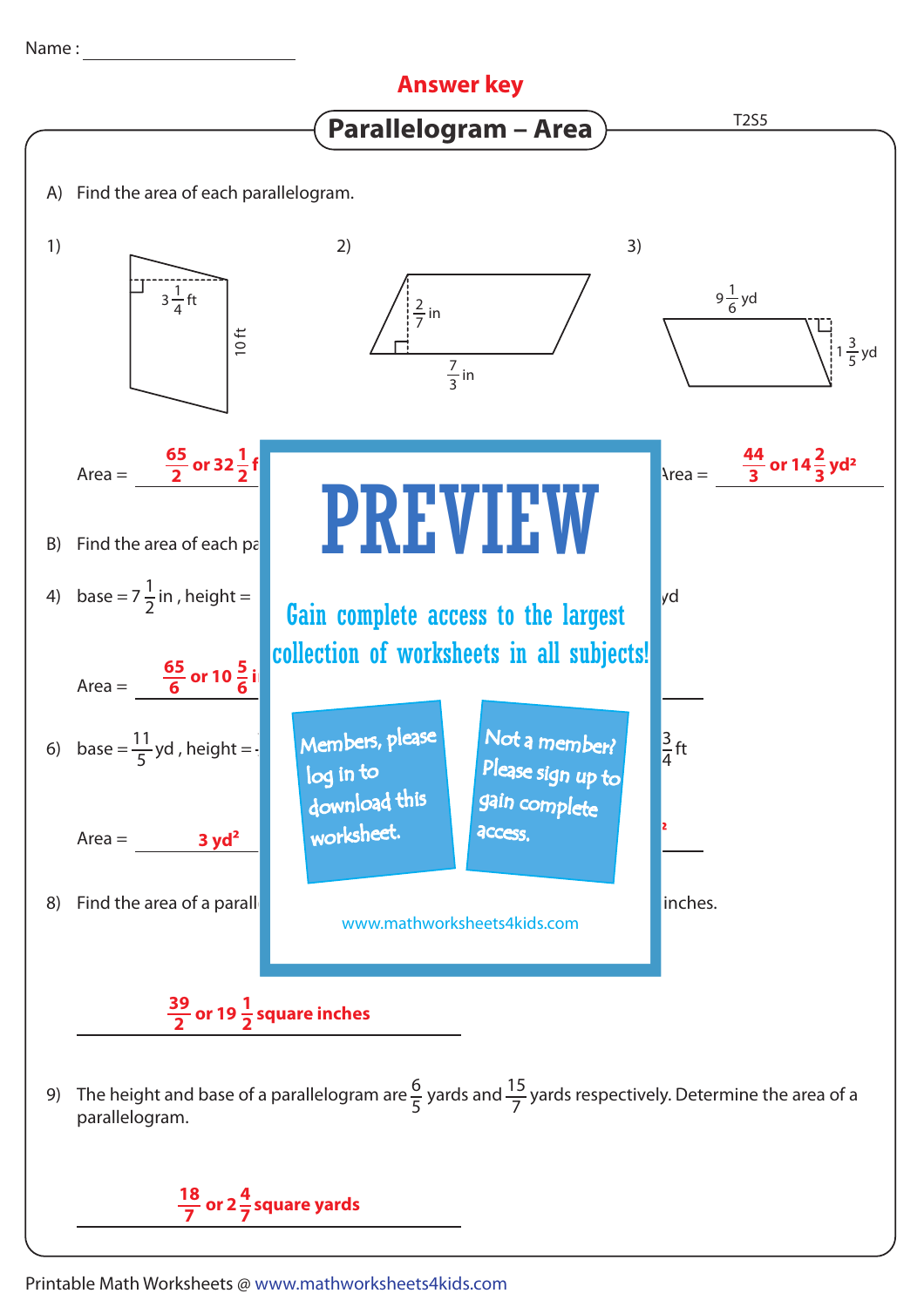Name :

**Answer key**

# Parallelogram – Area

T2S5

A) Find the area of each parallelogram.

1)

$3\frac{1}{4}$ ft

10 ft

2)

$\frac{2}{7}$ in

$\frac{7}{3}$ in

3)

$9\frac{1}{6}$ yd

$1\frac{3}{5}$ yd

Area = **$\frac{65}{2}$ or $32\frac{1}{2}$ f**

Area = **$\frac{44}{3}$ or $14\frac{2}{3}$ yd²**

B) Find the area of each pa

4) base = $7\frac{1}{2}$ in , height =

yd

Area = **$\frac{65}{6}$ or $10\frac{5}{6}$ i**

6) base = $\frac{11}{5}$ yd , height =

$\frac{3}{4}$ ft

Area = **3 yd²**

8) Find the area of a parall

inches.

**$\frac{39}{2}$ or $19\frac{1}{2}$ square inches**

9) The height and base of a parallelogram are $\frac{6}{5}$ yards and $\frac{15}{7}$ yards respectively. Determine the area of a parallelogram.

**$\frac{18}{7}$ or $2\frac{4}{7}$ square yards**

PREVIEW

Gain complete access to the largest collection of worksheets in all subjects!

Members, please log in to download this worksheet.

Not a member? Please sign up to gain complete access.

www.mathworksheets4kids.com

Printable Math Worksheets @ www.mathworksheets4kids.com